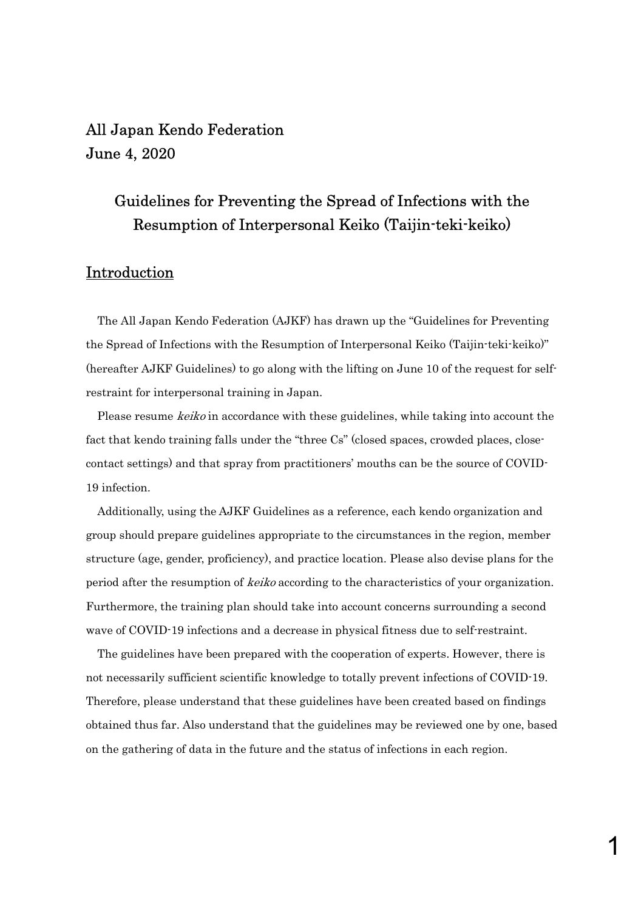All Japan Kendo Federation
June 4, 2020

# Guidelines for Preventing the Spread of Infections with the Resumption of Interpersonal Keiko (Taijin-teki-keiko)

## Introduction

The All Japan Kendo Federation (AJKF) has drawn up the "Guidelines for Preventing the Spread of Infections with the Resumption of Interpersonal Keiko (Taijin-teki-keiko)" (hereafter AJKF Guidelines) to go along with the lifting on June 10 of the request for self-restraint for interpersonal training in Japan.

Please resume *keiko* in accordance with these guidelines, while taking into account the fact that kendo training falls under the "three Cs" (closed spaces, crowded places, close-contact settings) and that spray from practitioners' mouths can be the source of COVID-19 infection.

Additionally, using the AJKF Guidelines as a reference, each kendo organization and group should prepare guidelines appropriate to the circumstances in the region, member structure (age, gender, proficiency), and practice location. Please also devise plans for the period after the resumption of *keiko* according to the characteristics of your organization. Furthermore, the training plan should take into account concerns surrounding a second wave of COVID-19 infections and a decrease in physical fitness due to self-restraint.

The guidelines have been prepared with the cooperation of experts. However, there is not necessarily sufficient scientific knowledge to totally prevent infections of COVID-19. Therefore, please understand that these guidelines have been created based on findings obtained thus far. Also understand that the guidelines may be reviewed one by one, based on the gathering of data in the future and the status of infections in each region.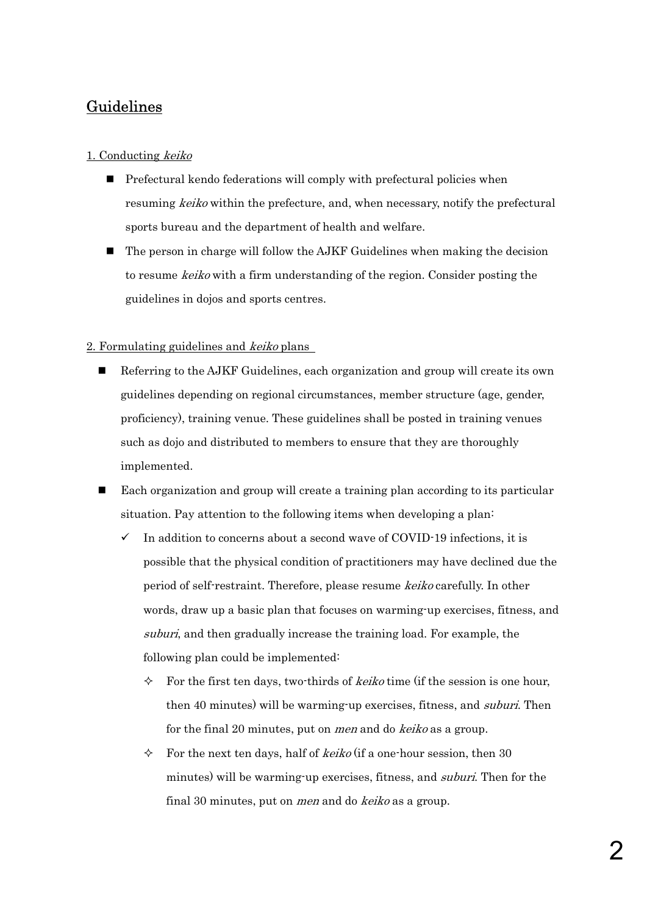## Guidelines

### 1. Conducting *keiko*

- Prefectural kendo federations will comply with prefectural policies when resuming *keiko* within the prefecture, and, when necessary, notify the prefectural sports bureau and the department of health and welfare.
- The person in charge will follow the AJKF Guidelines when making the decision to resume *keiko* with a firm understanding of the region. Consider posting the guidelines in dojos and sports centres.

### 2. Formulating guidelines and *keiko* plans

- Referring to the AJKF Guidelines, each organization and group will create its own guidelines depending on regional circumstances, member structure (age, gender, proficiency), training venue. These guidelines shall be posted in training venues such as dojo and distributed to members to ensure that they are thoroughly implemented.
- Each organization and group will create a training plan according to its particular situation. Pay attention to the following items when developing a plan:
  - ✓ In addition to concerns about a second wave of COVID-19 infections, it is possible that the physical condition of practitioners may have declined due the period of self-restraint. Therefore, please resume *keiko* carefully. In other words, draw up a basic plan that focuses on warming-up exercises, fitness, and *suburi*, and then gradually increase the training load. For example, the following plan could be implemented:
    - ✧ For the first ten days, two-thirds of *keiko* time (if the session is one hour, then 40 minutes) will be warming-up exercises, fitness, and *suburi*. Then for the final 20 minutes, put on *men* and do *keiko* as a group.
    - ✧ For the next ten days, half of *keiko* (if a one-hour session, then 30 minutes) will be warming-up exercises, fitness, and *suburi*. Then for the final 30 minutes, put on *men* and do *keiko* as a group.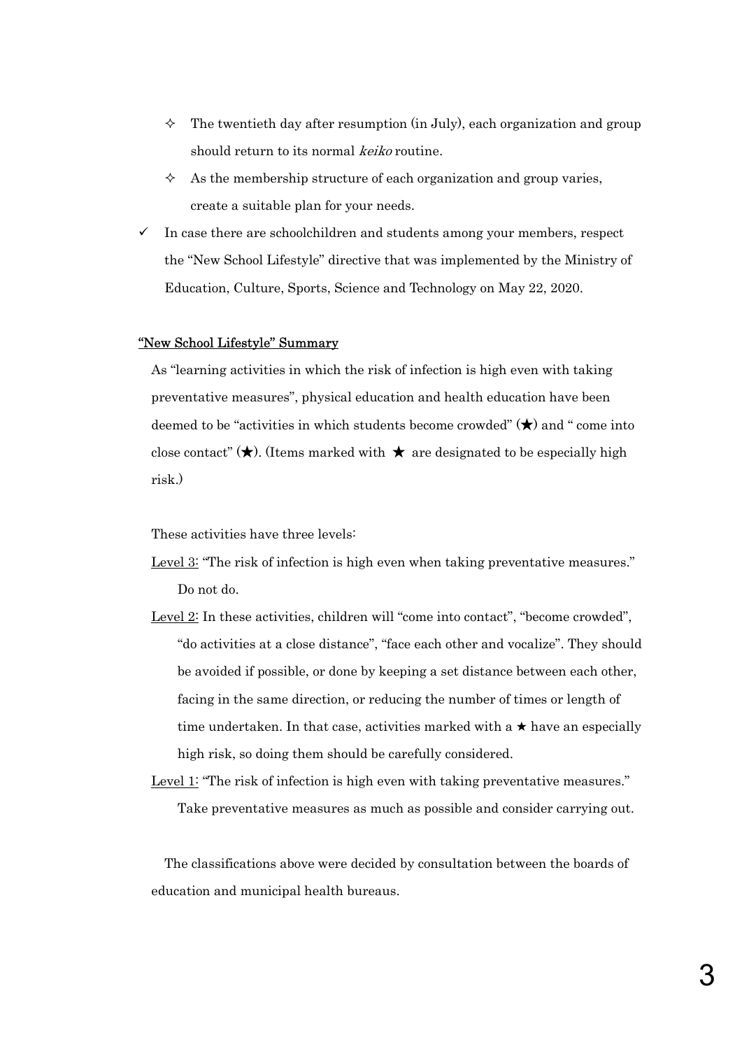- ✧ The twentieth day after resumption (in July), each organization and group should return to its normal *keiko* routine.
- ✧ As the membership structure of each organization and group varies, create a suitable plan for your needs.

✓ In case there are schoolchildren and students among your members, respect the "New School Lifestyle" directive that was implemented by the Ministry of Education, Culture, Sports, Science and Technology on May 22, 2020.

<u>"New School Lifestyle" Summary</u>

As "learning activities in which the risk of infection is high even with taking preventative measures", physical education and health education have been deemed to be "activities in which students become crowded" (★) and " come into close contact" (★). (Items marked with ★ are designated to be especially high risk.)

These activities have three levels:

<u>Level 3</u>: "The risk of infection is high even when taking preventative measures." Do not do.

<u>Level 2</u>: In these activities, children will "come into contact", "become crowded", "do activities at a close distance", "face each other and vocalize". They should be avoided if possible, or done by keeping a set distance between each other, facing in the same direction, or reducing the number of times or length of time undertaken. In that case, activities marked with a ★ have an especially high risk, so doing them should be carefully considered.

<u>Level 1</u>: "The risk of infection is high even with taking preventative measures." Take preventative measures as much as possible and consider carrying out.

The classifications above were decided by consultation between the boards of education and municipal health bureaus.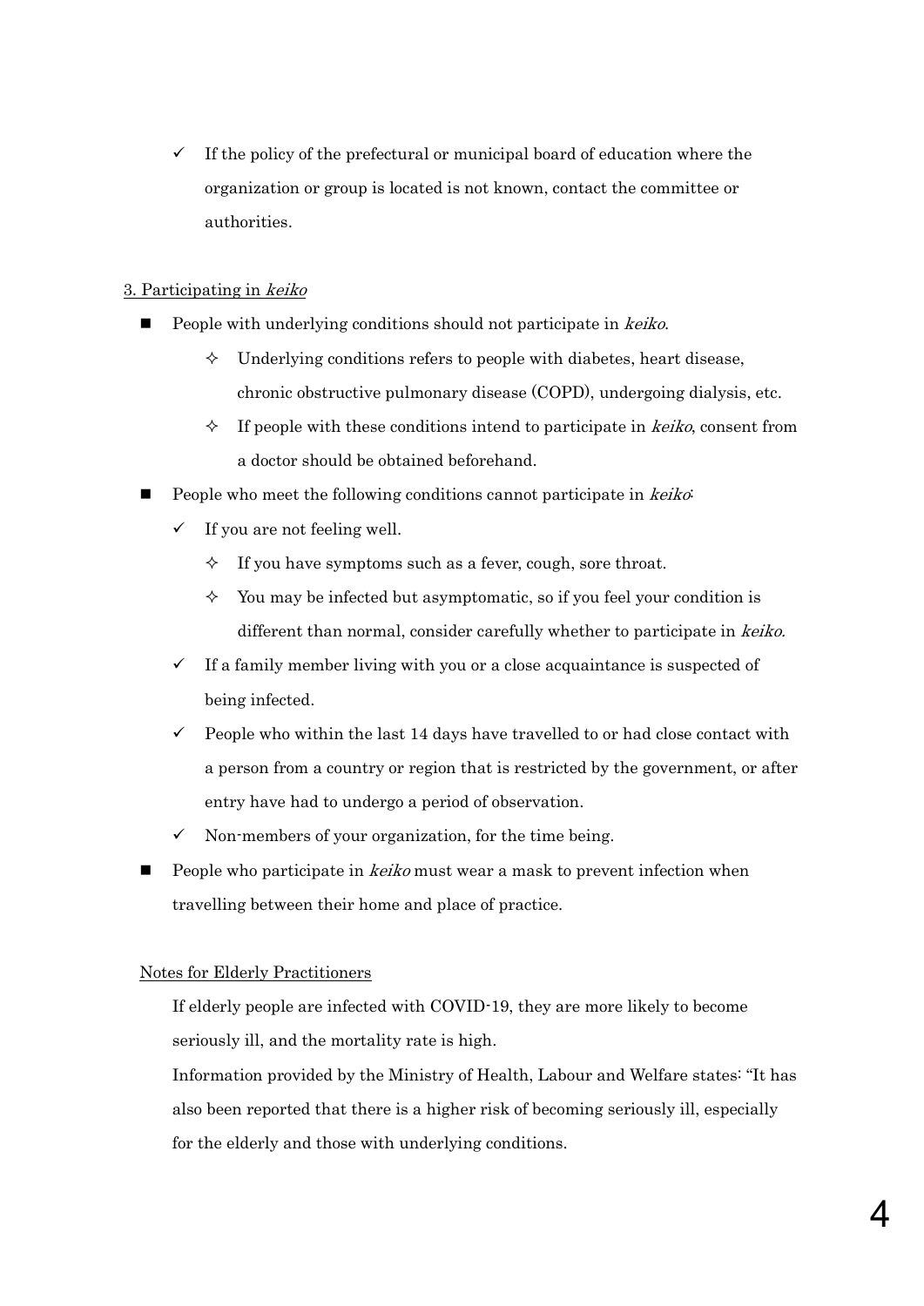- If the policy of the prefectural or municipal board of education where the organization or group is located is not known, contact the committee or authorities.

3. Participating in *keiko*

- People with underlying conditions should not participate in *keiko*.
  - Underlying conditions refers to people with diabetes, heart disease, chronic obstructive pulmonary disease (COPD), undergoing dialysis, etc.
  - If people with these conditions intend to participate in *keiko*, consent from a doctor should be obtained beforehand.
- People who meet the following conditions cannot participate in *keiko*:
  - If you are not feeling well.
    - If you have symptoms such as a fever, cough, sore throat.
    - You may be infected but asymptomatic, so if you feel your condition is different than normal, consider carefully whether to participate in *keiko.*
  - If a family member living with you or a close acquaintance is suspected of being infected.
  - People who within the last 14 days have travelled to or had close contact with a person from a country or region that is restricted by the government, or after entry have had to undergo a period of observation.
  - Non-members of your organization, for the time being.
- People who participate in *keiko* must wear a mask to prevent infection when travelling between their home and place of practice.

Notes for Elderly Practitioners

If elderly people are infected with COVID-19, they are more likely to become seriously ill, and the mortality rate is high.

Information provided by the Ministry of Health, Labour and Welfare states: "It has also been reported that there is a higher risk of becoming seriously ill, especially for the elderly and those with underlying conditions.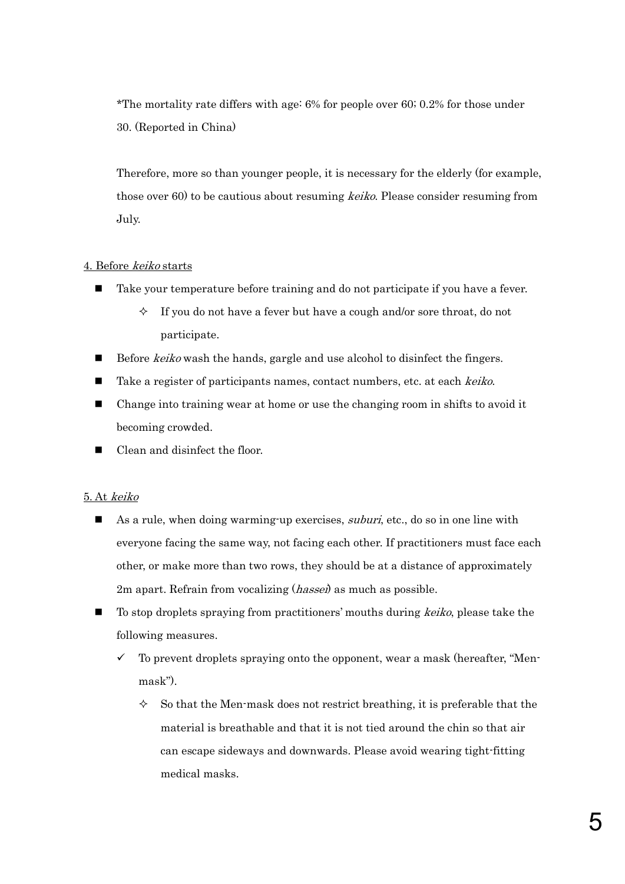*The mortality rate differs with age: 6% for people over 60; 0.2% for those under 30. (Reported in China)

Therefore, more so than younger people, it is necessary for the elderly (for example, those over 60) to be cautious about resuming *keiko*. Please consider resuming from July.

## 4. Before *keiko* starts

- Take your temperature before training and do not participate if you have a fever.
  - If you do not have a fever but have a cough and/or sore throat, do not participate.
- Before *keiko* wash the hands, gargle and use alcohol to disinfect the fingers.
- Take a register of participants names, contact numbers, etc. at each *keiko*.
- Change into training wear at home or use the changing room in shifts to avoid it becoming crowded.
- Clean and disinfect the floor.

## 5. At *keiko*

- As a rule, when doing warming-up exercises, *suburi*, etc., do so in one line with everyone facing the same way, not facing each other. If practitioners must face each other, or make more than two rows, they should be at a distance of approximately 2m apart. Refrain from vocalizing (*hassei*) as much as possible.
- To stop droplets spraying from practitioners' mouths during *keiko*, please take the following measures.
  - ✓ To prevent droplets spraying onto the opponent, wear a mask (hereafter, "Men-mask").
    - So that the Men-mask does not restrict breathing, it is preferable that the material is breathable and that it is not tied around the chin so that air can escape sideways and downwards. Please avoid wearing tight-fitting medical masks.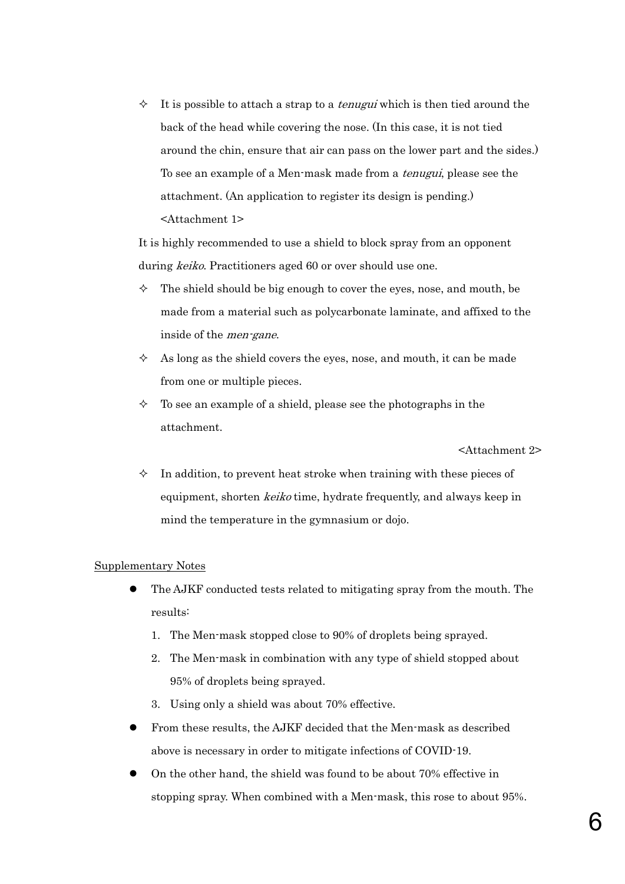- ✧ It is possible to attach a strap to a *tenugui* which is then tied around the back of the head while covering the nose. (In this case, it is not tied around the chin, ensure that air can pass on the lower part and the sides.) To see an example of a Men-mask made from a *tenugui*, please see the attachment. (An application to register its design is pending.) <Attachment 1>

It is highly recommended to use a shield to block spray from an opponent during *keiko*. Practitioners aged 60 or over should use one.

- ✧ The shield should be big enough to cover the eyes, nose, and mouth, be made from a material such as polycarbonate laminate, and affixed to the inside of the *men-gane*.
- ✧ As long as the shield covers the eyes, nose, and mouth, it can be made from one or multiple pieces.
- ✧ To see an example of a shield, please see the photographs in the attachment.

<Attachment 2>

- ✧ In addition, to prevent heat stroke when training with these pieces of equipment, shorten *keiko* time, hydrate frequently, and always keep in mind the temperature in the gymnasium or dojo.

<u>Supplementary Notes</u>

- The AJKF conducted tests related to mitigating spray from the mouth. The results:
  1. The Men-mask stopped close to 90% of droplets being sprayed.
  2. The Men-mask in combination with any type of shield stopped about 95% of droplets being sprayed.
  3. Using only a shield was about 70% effective.
- From these results, the AJKF decided that the Men-mask as described above is necessary in order to mitigate infections of COVID-19.
- On the other hand, the shield was found to be about 70% effective in stopping spray. When combined with a Men-mask, this rose to about 95%.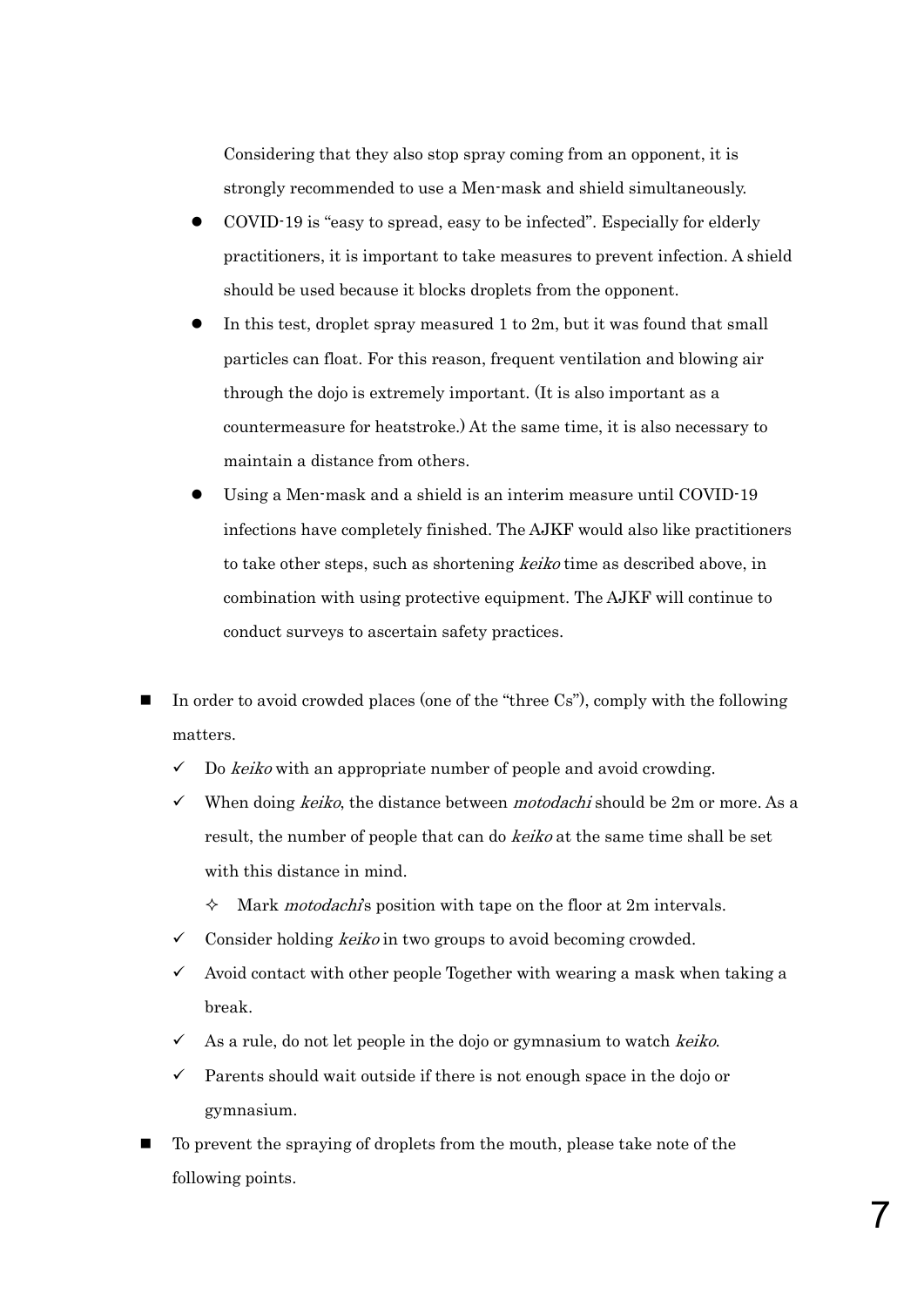Considering that they also stop spray coming from an opponent, it is strongly recommended to use a Men-mask and shield simultaneously.

- COVID-19 is "easy to spread, easy to be infected". Especially for elderly practitioners, it is important to take measures to prevent infection. A shield should be used because it blocks droplets from the opponent.
- In this test, droplet spray measured 1 to 2m, but it was found that small particles can float. For this reason, frequent ventilation and blowing air through the dojo is extremely important. (It is also important as a countermeasure for heatstroke.) At the same time, it is also necessary to maintain a distance from others.
- Using a Men-mask and a shield is an interim measure until COVID-19 infections have completely finished. The AJKF would also like practitioners to take other steps, such as shortening *keiko* time as described above, in combination with using protective equipment. The AJKF will continue to conduct surveys to ascertain safety practices.

- In order to avoid crowded places (one of the "three Cs"), comply with the following matters.
  - ✓ Do *keiko* with an appropriate number of people and avoid crowding.
  - ✓ When doing *keiko*, the distance between *motodachi* should be 2m or more. As a result, the number of people that can do *keiko* at the same time shall be set with this distance in mind.
    - ✧ Mark *motodachi*'s position with tape on the floor at 2m intervals.
  - ✓ Consider holding *keiko* in two groups to avoid becoming crowded.
  - ✓ Avoid contact with other people Together with wearing a mask when taking a break.
  - ✓ As a rule, do not let people in the dojo or gymnasium to watch *keiko*.
  - ✓ Parents should wait outside if there is not enough space in the dojo or gymnasium.
- To prevent the spraying of droplets from the mouth, please take note of the following points.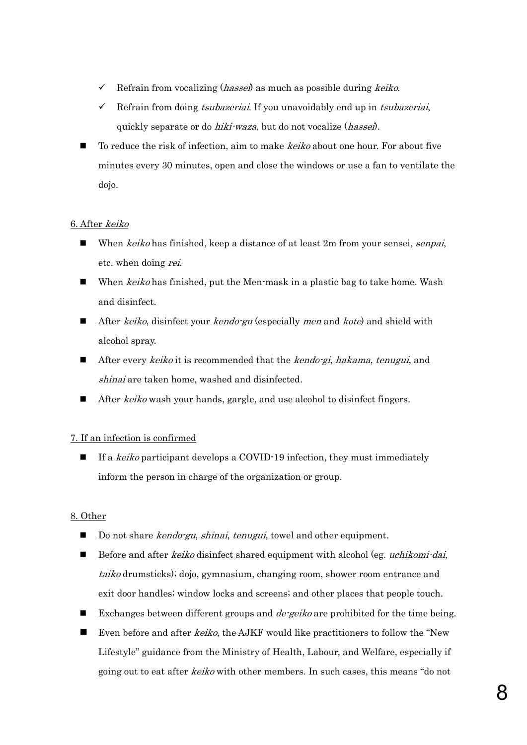- ✓ Refrain from vocalizing (*hassei*) as much as possible during *keiko*.
  - ✓ Refrain from doing *tsubazeriai*. If you unavoidably end up in *tsubazeriai*, quickly separate or do *hiki-waza*, but do not vocalize (*hassei*).
- To reduce the risk of infection, aim to make *keiko* about one hour. For about five minutes every 30 minutes, open and close the windows or use a fan to ventilate the dojo.

<u>6. After *keiko*</u>

- When *keiko* has finished, keep a distance of at least 2m from your sensei, *senpai*, etc. when doing *rei*.
- When *keiko* has finished, put the Men-mask in a plastic bag to take home. Wash and disinfect.
- After *keiko*, disinfect your *kendo-gu* (especially *men* and *kote*) and shield with alcohol spray.
- After every *keiko* it is recommended that the *kendo-gi*, *hakama*, *tenugui*, and *shinai* are taken home, washed and disinfected.
- After *keiko* wash your hands, gargle, and use alcohol to disinfect fingers.

<u>7. If an infection is confirmed</u>

- If a *keiko* participant develops a COVID-19 infection, they must immediately inform the person in charge of the organization or group.

<u>8. Other</u>

- Do not share *kendo-gu*, *shinai*, *tenugui*, towel and other equipment.
- Before and after *keiko* disinfect shared equipment with alcohol (eg. *uchikomi-dai*, *taiko* drumsticks); dojo, gymnasium, changing room, shower room entrance and exit door handles; window locks and screens; and other places that people touch.
- Exchanges between different groups and *de-geiko* are prohibited for the time being.
- Even before and after *keiko*, the AJKF would like practitioners to follow the "New Lifestyle" guidance from the Ministry of Health, Labour, and Welfare, especially if going out to eat after *keiko* with other members. In such cases, this means "do not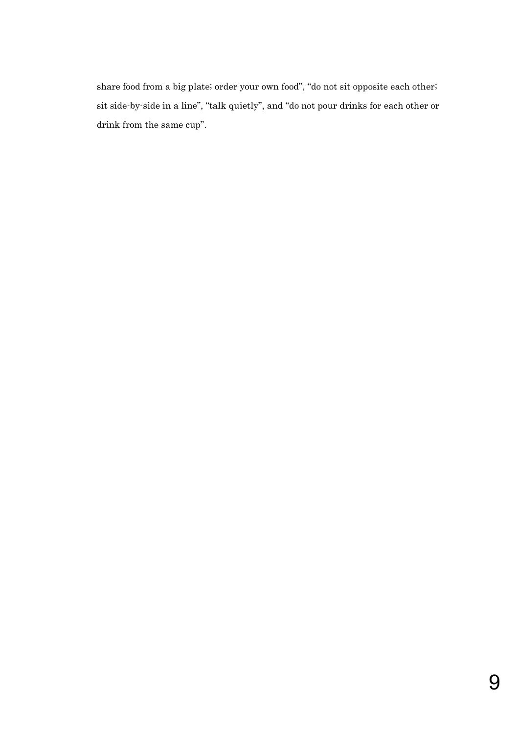share food from a big plate; order your own food", "do not sit opposite each other; sit side-by-side in a line", "talk quietly", and "do not pour drinks for each other or drink from the same cup".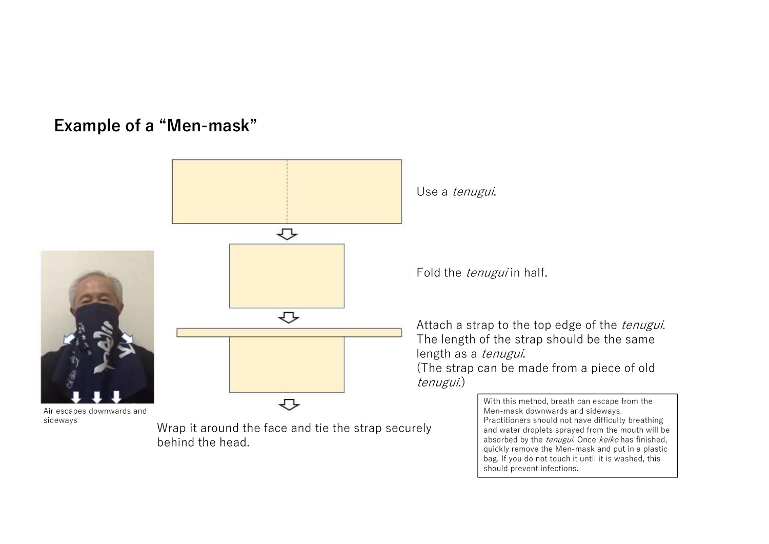## Example of a "Men-mask"

Use a *tenugui*.

Fold the *tenugui* in half.

Attach a strap to the top edge of the *tenugui*. The length of the strap should be the same length as a *tenugui*.
(The strap can be made from a piece of old *tenugui*.)

Wrap it around the face and tie the strap securely behind the head.

Air escapes downwards and sideways

With this method, breath can escape from the Men-mask downwards and sideways. Practitioners should not have difficulty breathing and water droplets sprayed from the mouth will be absorbed by the *tenugui*. Once *keiko* has finished, quickly remove the Men-mask and put in a plastic bag. If you do not touch it until it is washed, this should prevent infections.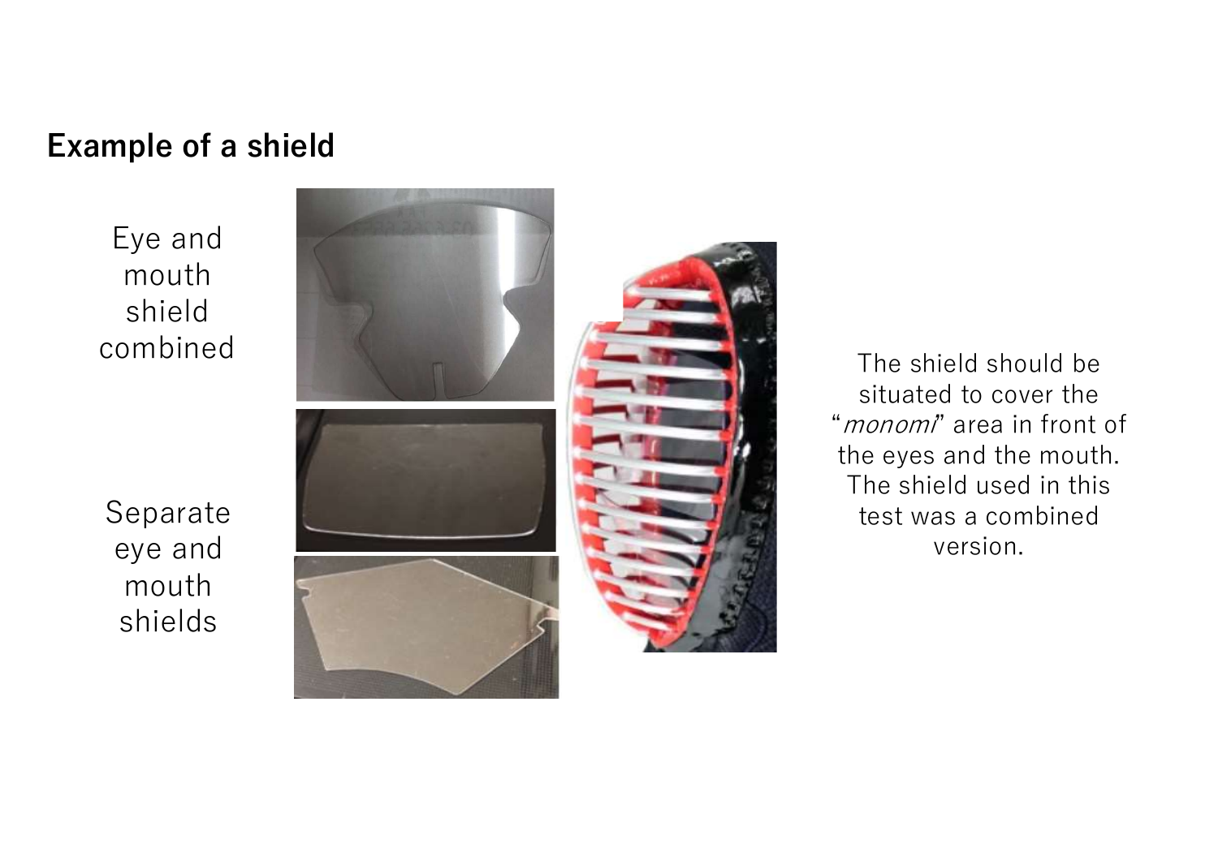## Example of a shield

Eye and mouth shield combined

Separate eye and mouth shields

The shield should be situated to cover the "*monomi*" area in front of the eyes and the mouth. The shield used in this test was a combined version.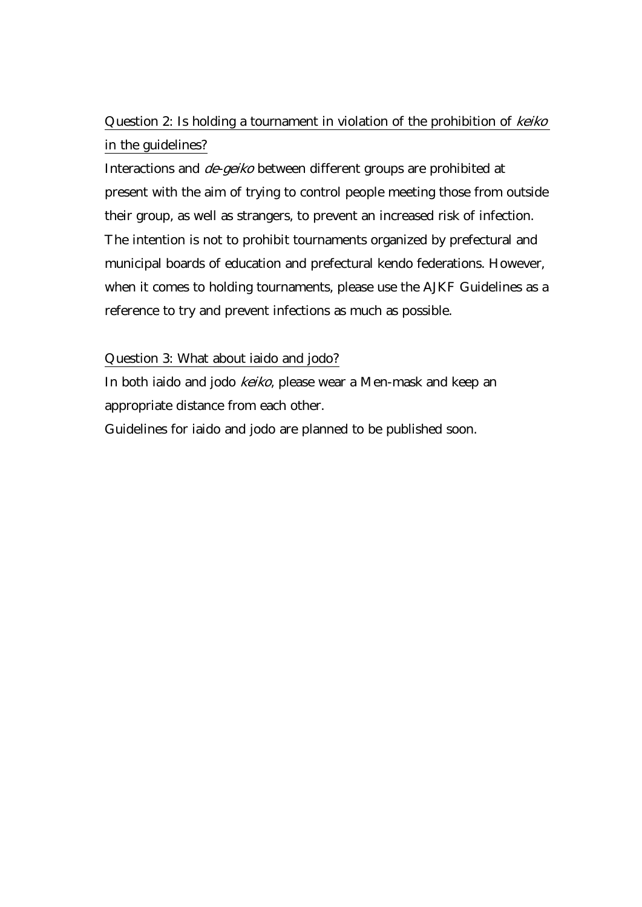Question 2: Is holding a tournament in violation of the prohibition of *keiko* in the guidelines?

Interactions and *de-geiko* between different groups are prohibited at present with the aim of trying to control people meeting those from outside their group, as well as strangers, to prevent an increased risk of infection. The intention is not to prohibit tournaments organized by prefectural and municipal boards of education and prefectural kendo federations. However, when it comes to holding tournaments, please use the AJKF Guidelines as a reference to try and prevent infections as much as possible.

Question 3: What about iaido and jodo?

In both iaido and jodo *keiko*, please wear a Men-mask and keep an appropriate distance from each other.

Guidelines for iaido and jodo are planned to be published soon.